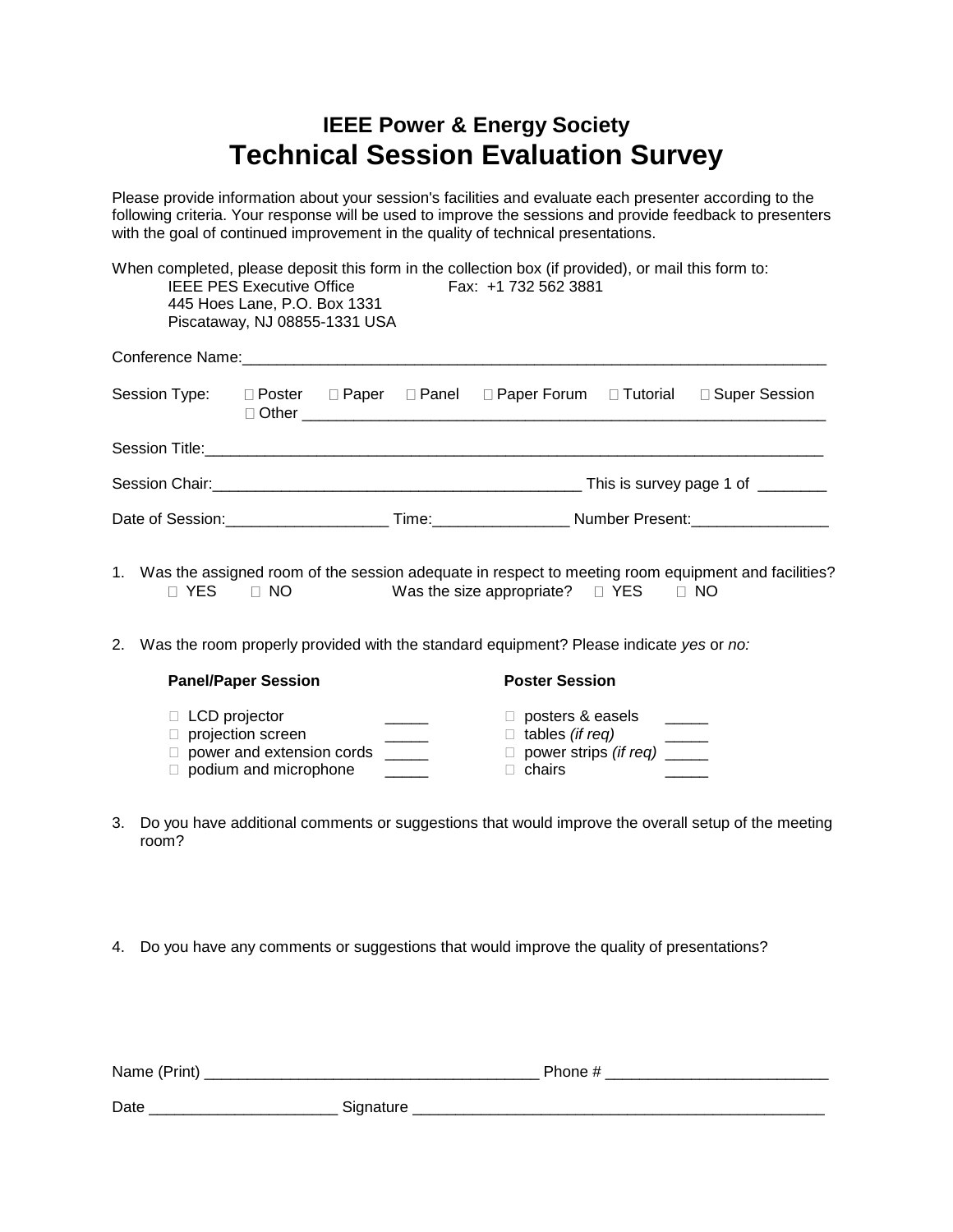## IEEE Power & Energy Society

# Technical Session Evaluation Survey

Please provide information about your session's facilities and evaluate each presenter according to the following criteria. Your response will be used to improve the sessions and provide feedback to presenters with the goal of continued improvement in the quality of technical presentations.

When completed, please deposit this form in the collection box (if provided), or mail this form to:

IEEE PES Executive Office  
445 Hoes Lane, P.O. Box 1331  
Piscataway, NJ 08855-1331 USA

Fax: +1 732 562 3881

Conference Name:_______________________________________________________________________

Session Type: ☐ Poster ☐ Paper ☐ Panel ☐ Paper Forum ☐ Tutorial ☐ Super Session  
☐ Other ___________________________________________________________

Session Title:___________________________________________________________________________

Session Chair:_____________________________________________ This is survey page 1 of ________

Date of Session:___________________ Time:________________ Number Present:________________

1. Was the assigned room of the session adequate in respect to meeting room equipment and facilities?
   ☐ YES ☐ NO Was the size appropriate? ☐ YES ☐ NO

2. Was the room properly provided with the standard equipment? Please indicate *yes* or *no:*

| **Panel/Paper Session** | | **Poster Session** | |
|---|---|---|---|
| ☐ LCD projector | _____ | ☐ posters & easels | _____ |
| ☐ projection screen | _____ | ☐ tables *(if req)* | _____ |
| ☐ power and extension cords | _____ | ☐ power strips *(if req)* | _____ |
| ☐ podium and microphone | _____ | ☐ chairs | _____ |

3. Do you have additional comments or suggestions that would improve the overall setup of the meeting room?

4. Do you have any comments or suggestions that would improve the quality of presentations?

Name (Print) _______________________________________ Phone # _________________________

Date _____________________ Signature _________________________________________________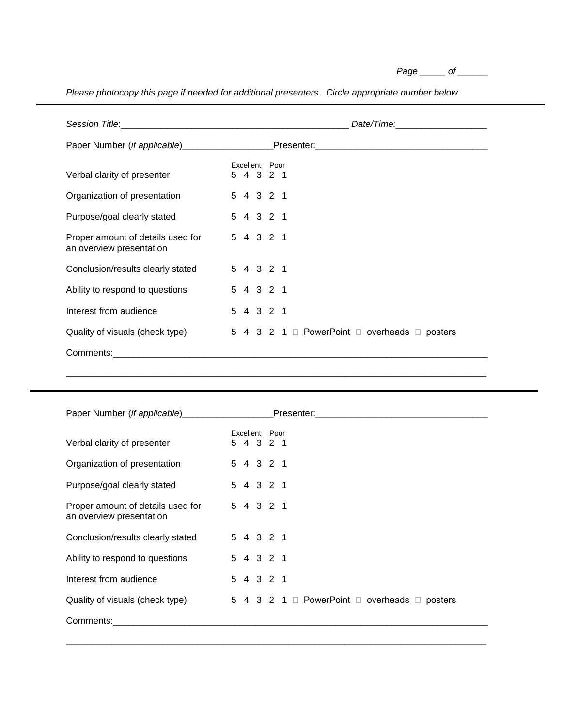*Page _____ of ______*

*Please photocopy this page if needed for additional presenters. Circle appropriate number below*

---

*Session Title*:____________________________________________ *Date/Time:*_________________

Paper Number (*if applicable*)_________________Presenter:_________________________________

| | Excellent | | | | Poor | |
|---|---|---|---|---|---|---|
| Verbal clarity of presenter | 5 | 4 | 3 | 2 | 1 | |
| Organization of presentation | 5 | 4 | 3 | 2 | 1 | |
| Purpose/goal clearly stated | 5 | 4 | 3 | 2 | 1 | |
| Proper amount of details used for an overview presentation | 5 | 4 | 3 | 2 | 1 | |
| Conclusion/results clearly stated | 5 | 4 | 3 | 2 | 1 | |
| Ability to respond to questions | 5 | 4 | 3 | 2 | 1 | |
| Interest from audience | 5 | 4 | 3 | 2 | 1 | |
| Quality of visuals (check type) | 5 | 4 | 3 | 2 | 1 | □ PowerPoint □ overheads □ posters |

Comments:__________________________________________________________________________

_______________________________________________________________________________________

---

Paper Number (*if applicable*)_________________Presenter:_________________________________

| | Excellent | | | | Poor | |
|---|---|---|---|---|---|---|
| Verbal clarity of presenter | 5 | 4 | 3 | 2 | 1 | |
| Organization of presentation | 5 | 4 | 3 | 2 | 1 | |
| Purpose/goal clearly stated | 5 | 4 | 3 | 2 | 1 | |
| Proper amount of details used for an overview presentation | 5 | 4 | 3 | 2 | 1 | |
| Conclusion/results clearly stated | 5 | 4 | 3 | 2 | 1 | |
| Ability to respond to questions | 5 | 4 | 3 | 2 | 1 | |
| Interest from audience | 5 | 4 | 3 | 2 | 1 | |
| Quality of visuals (check type) | 5 | 4 | 3 | 2 | 1 | □ PowerPoint □ overheads □ posters |

Comments:__________________________________________________________________________

_______________________________________________________________________________________